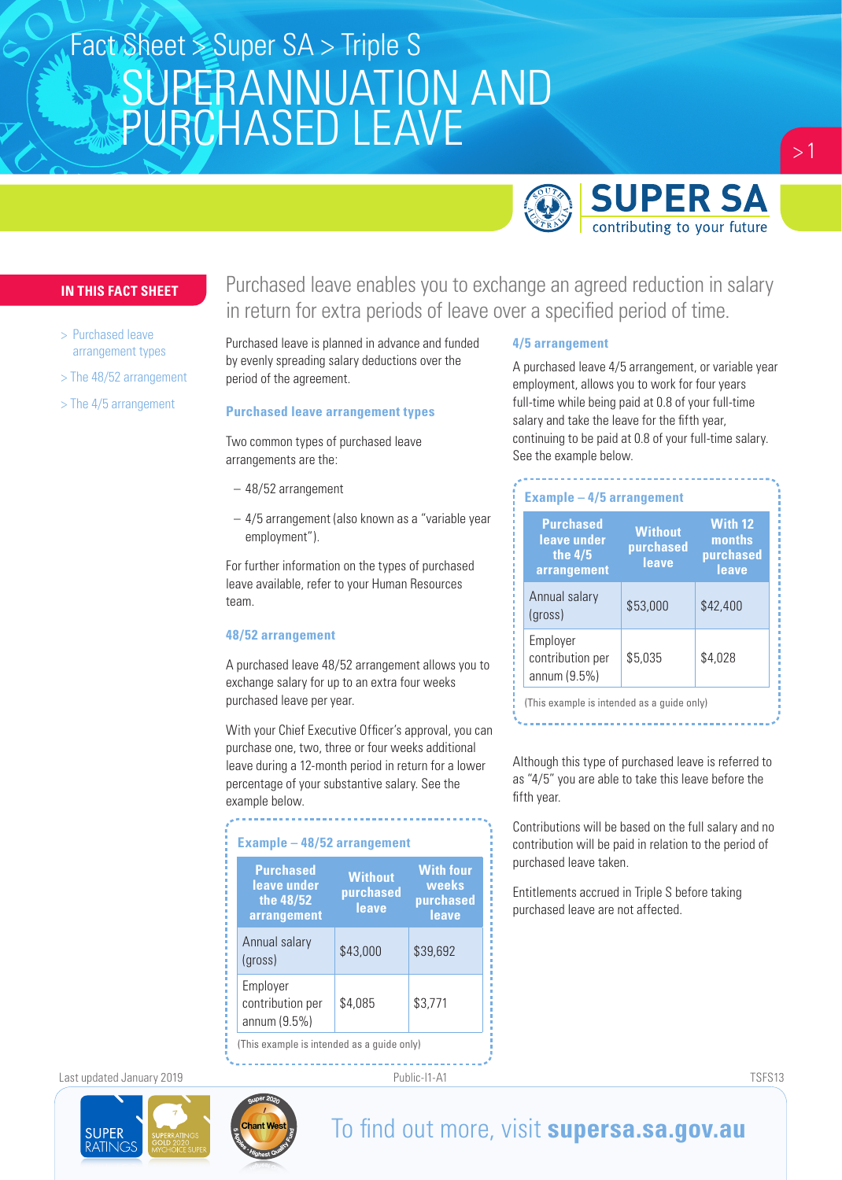Fact Sheet > Super SA > Triple S

# SUPERANNUATION AND PURCHASED LEAVE

SUPER SA contributing to your future

**IN THIS FACT SHEET**

- > Purchased leave arrangement types
- > The 48/52 arrangement
- > The 4/5 arrangement

Purchased leave enables you to exchange an agreed reduction in salary in return for extra periods of leave over a specified period of time.

Purchased leave is planned in advance and funded by evenly spreading salary deductions over the period of the agreement.

## Purchased leave arrangement types

Two common types of purchased leave arrangements are the:

- 48/52 arrangement
- 4/5 arrangement (also known as a "variable year employment").

For further information on the types of purchased leave available, refer to your Human Resources team.

## 48/52 arrangement

A purchased leave 48/52 arrangement allows you to exchange salary for up to an extra four weeks purchased leave per year.

With your Chief Executive Officer's approval, you can purchase one, two, three or four weeks additional leave during a 12-month period in return for a lower percentage of your substantive salary. See the example below.

### Example – 48/52 arrangement

| Purchased leave under the 48/52 arrangement | Without purchased leave | With four weeks purchased leave |
|---|---|---|
| Annual salary (gross) | $43,000 | $39,692 |
| Employer contribution per annum (9.5%) | $4,085 | $3,771 |

(This example is intended as a guide only)

## 4/5 arrangement

A purchased leave 4/5 arrangement, or variable year employment, allows you to work for four years full-time while being paid at 0.8 of your full-time salary and take the leave for the fifth year, continuing to be paid at 0.8 of your full-time salary. See the example below.

### Example – 4/5 arrangement

| Purchased leave under the 4/5 arrangement | Without purchased leave | With 12 months purchased leave |
|---|---|---|
| Annual salary (gross) | $53,000 | $42,400 |
| Employer contribution per annum (9.5%) | $5,035 | $4,028 |

(This example is intended as a guide only)

Although this type of purchased leave is referred to as "4/5" you are able to take this leave before the fifth year.

Contributions will be based on the full salary and no contribution will be paid in relation to the period of purchased leave taken.

Entitlements accrued in Triple S before taking purchased leave are not affected.

Last updated January 2019 Public-I1-A1 TSFS13

To find out more, visit **supersa.sa.gov.au**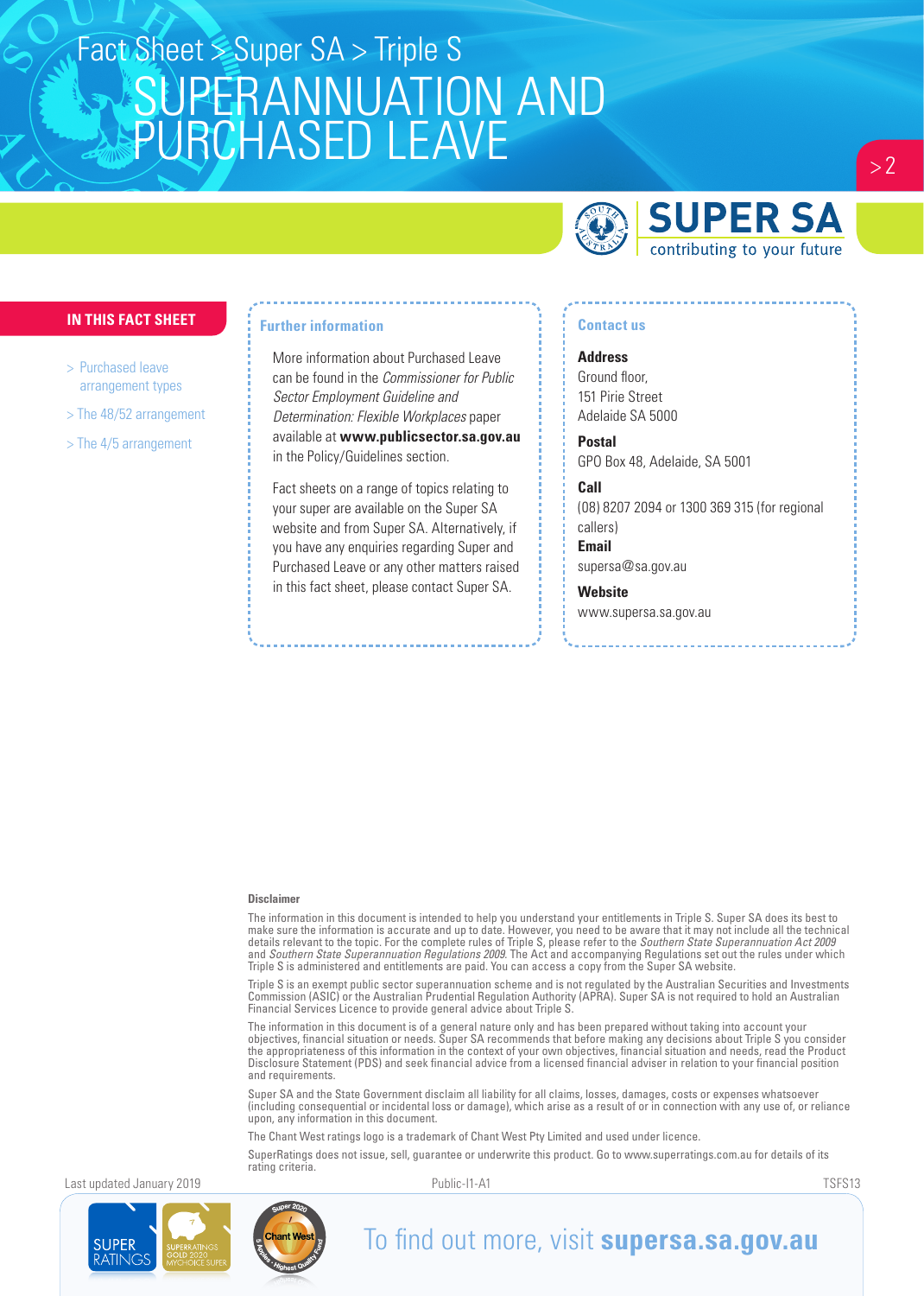Fact Sheet > Super SA > Triple S

# SUPERANNUATION AND PURCHASED LEAVE

SUPER SA
contributing to your future

## IN THIS FACT SHEET

- > Purchased leave arrangement types
- > The 48/52 arrangement
- > The 4/5 arrangement

## Further information

More information about Purchased Leave can be found in the *Commissioner for Public Sector Employment Guideline and Determination: Flexible Workplaces* paper available at **www.publicsector.sa.gov.au** in the Policy/Guidelines section.

Fact sheets on a range of topics relating to your super are available on the Super SA website and from Super SA. Alternatively, if you have any enquiries regarding Super and Purchased Leave or any other matters raised in this fact sheet, please contact Super SA.

## Contact us

**Address**
Ground floor,
151 Pirie Street
Adelaide SA 5000

**Postal**
GPO Box 48, Adelaide, SA 5001

**Call**
(08) 8207 2094 or 1300 369 315 (for regional callers)

**Email**
supersa@sa.gov.au

**Website**
www.supersa.sa.gov.au

**Disclaimer**

The information in this document is intended to help you understand your entitlements in Triple S. Super SA does its best to make sure the information is accurate and up to date. However, you need to be aware that it may not include all the technical details relevant to the topic. For the complete rules of Triple S, please refer to the *Southern State Superannuation Act 2009* and *Southern State Superannuation Regulations 2009*. The Act and accompanying Regulations set out the rules under which Triple S is administered and entitlements are paid. You can access a copy from the Super SA website.

Triple S is an exempt public sector superannuation scheme and is not regulated by the Australian Securities and Investments Commission (ASIC) or the Australian Prudential Regulation Authority (APRA). Super SA is not required to hold an Australian Financial Services Licence to provide general advice about Triple S.

The information in this document is of a general nature only and has been prepared without taking into account your objectives, financial situation or needs. Super SA recommends that before making any decisions about Triple S you consider the appropriateness of this information in the context of your own objectives, financial situation and needs, read the Product Disclosure Statement (PDS) and seek financial advice from a licensed financial adviser in relation to your financial position and requirements.

Super SA and the State Government disclaim all liability for all claims, losses, damages, costs or expenses whatsoever (including consequential or incidental loss or damage), which arise as a result of or in connection with any use of, or reliance upon, any information in this document.

The Chant West ratings logo is a trademark of Chant West Pty Limited and used under licence.

SuperRatings does not issue, sell, guarantee or underwrite this product. Go to www.superratings.com.au for details of its rating criteria.

Last updated January 2019 | Public-I1-A1 | TSFS13

To find out more, visit **supersa.sa.gov.au**